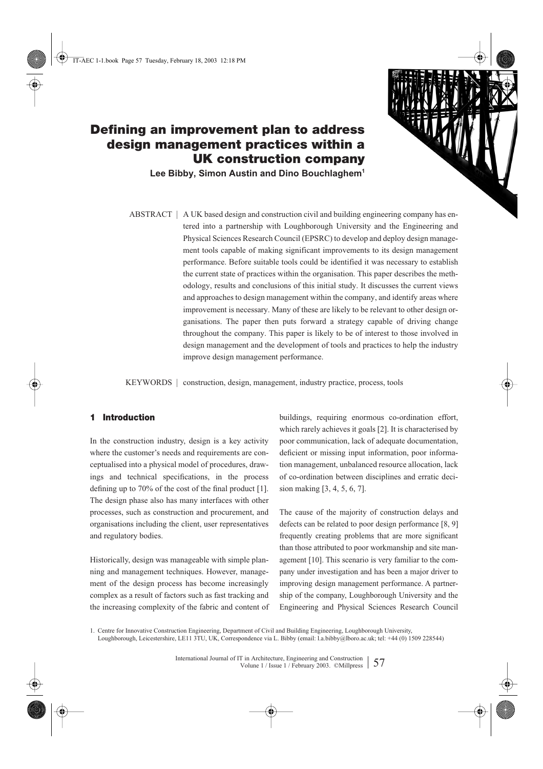# Defining an improvement plan to address design management practices within a UK construction company

**Lee Bibby, Simon Austin and Dino Bouchlaghem[1]**

ABSTRACT | A UK based design and construction civil and building engineering company has entered into a partnership with Loughborough University and the Engineering and Physical Sciences Research Council (EPSRC) to develop and deploy design management tools capable of making significant improvements to its design management performance. Before suitable tools could be identified it was necessary to establish the current state of practices within the organisation. This paper describes the methodology, results and conclusions of this initial study. It discusses the current views and approaches to design management within the company, and identify areas where improvement is necessary. Many of these are likely to be relevant to other design organisations. The paper then puts forward a strategy capable of driving change throughout the company. This paper is likely to be of interest to those involved in design management and the development of tools and practices to help the industry improve design management performance.

KEYWORDS | construction, design, management, industry practice, process, tools

## 1 Introduction

In the construction industry, design is a key activity where the customer's needs and requirements are conceptualised into a physical model of procedures, drawings and technical specifications, in the process defining up to 70% of the cost of the final product [1]. The design phase also has many interfaces with other processes, such as construction and procurement, and organisations including the client, user representatives and regulatory bodies.

Historically, design was manageable with simple planning and management techniques. However, management of the design process has become increasingly complex as a result of factors such as fast tracking and the increasing complexity of the fabric and content of buildings, requiring enormous co-ordination effort, which rarely achieves it goals [2]. It is characterised by poor communication, lack of adequate documentation, deficient or missing input information, poor information management, unbalanced resource allocation, lack of co-ordination between disciplines and erratic decision making [3, 4, 5, 6, 7].

The cause of the majority of construction delays and defects can be related to poor design performance [8, 9] frequently creating problems that are more significant than those attributed to poor workmanship and site management [10]. This scenario is very familiar to the company under investigation and has been a major driver to improving design management performance. A partnership of the company, Loughborough University and the Engineering and Physical Sciences Research Council

1. Centre for Innovative Construction Engineering, Department of Civil and Building Engineering, Loughborough University, Loughborough, Leicestershire, LE11 3TU, UK, Correspondence via L. Bibby (email: l.a.bibby@lboro.ac.uk; tel: +44 (0) 1509 228544)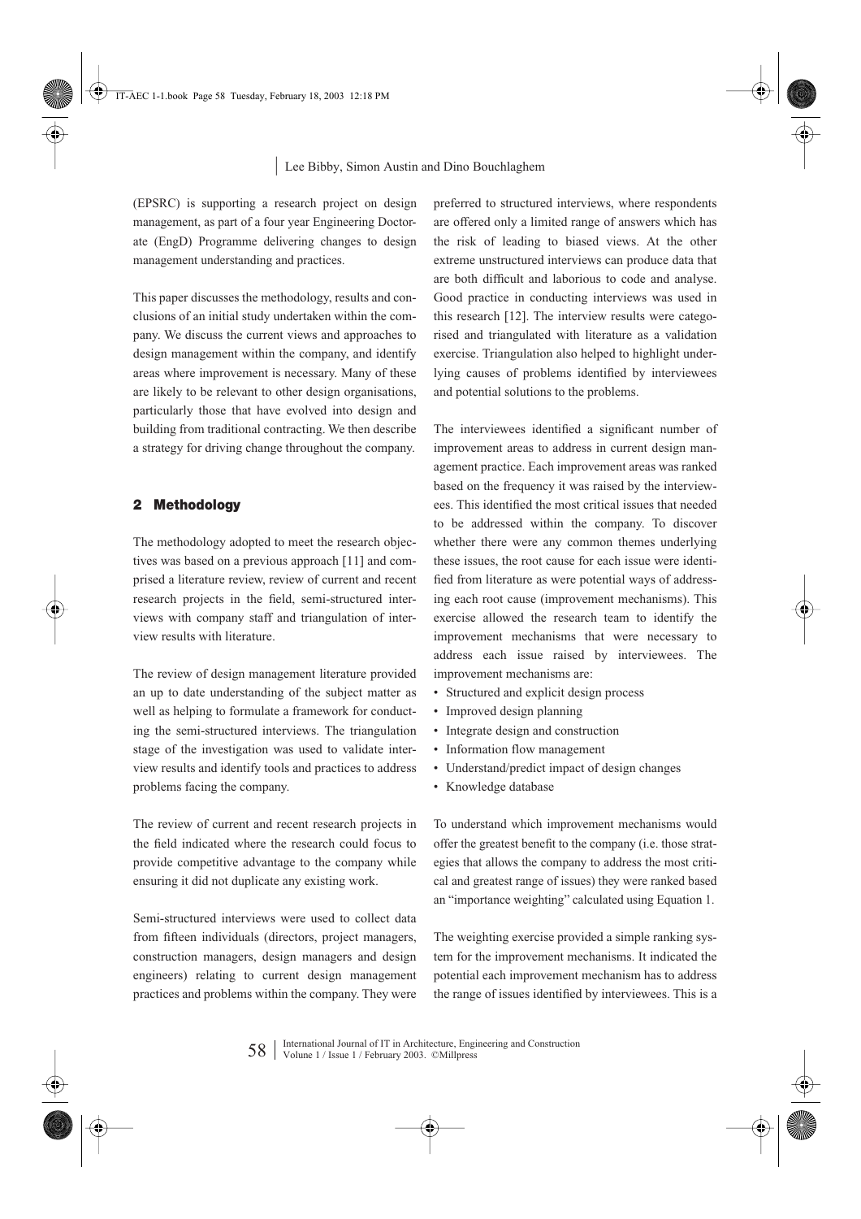(EPSRC) is supporting a research project on design management, as part of a four year Engineering Doctorate (EngD) Programme delivering changes to design management understanding and practices.

This paper discusses the methodology, results and conclusions of an initial study undertaken within the company. We discuss the current views and approaches to design management within the company, and identify areas where improvement is necessary. Many of these are likely to be relevant to other design organisations, particularly those that have evolved into design and building from traditional contracting. We then describe a strategy for driving change throughout the company.

## 2 Methodology

The methodology adopted to meet the research objectives was based on a previous approach [11] and comprised a literature review, review of current and recent research projects in the field, semi-structured interviews with company staff and triangulation of interview results with literature.

The review of design management literature provided an up to date understanding of the subject matter as well as helping to formulate a framework for conducting the semi-structured interviews. The triangulation stage of the investigation was used to validate interview results and identify tools and practices to address problems facing the company.

The review of current and recent research projects in the field indicated where the research could focus to provide competitive advantage to the company while ensuring it did not duplicate any existing work.

Semi-structured interviews were used to collect data from fifteen individuals (directors, project managers, construction managers, design managers and design engineers) relating to current design management practices and problems within the company. They were preferred to structured interviews, where respondents are offered only a limited range of answers which has the risk of leading to biased views. At the other extreme unstructured interviews can produce data that are both difficult and laborious to code and analyse. Good practice in conducting interviews was used in this research [12]. The interview results were categorised and triangulated with literature as a validation exercise. Triangulation also helped to highlight underlying causes of problems identified by interviewees and potential solutions to the problems.

The interviewees identified a significant number of improvement areas to address in current design management practice. Each improvement areas was ranked based on the frequency it was raised by the interviewees. This identified the most critical issues that needed to be addressed within the company. To discover whether there were any common themes underlying these issues, the root cause for each issue were identified from literature as were potential ways of addressing each root cause (improvement mechanisms). This exercise allowed the research team to identify the improvement mechanisms that were necessary to address each issue raised by interviewees. The improvement mechanisms are:

- Structured and explicit design process
- Improved design planning
- Integrate design and construction
- Information flow management
- Understand/predict impact of design changes
- Knowledge database

To understand which improvement mechanisms would offer the greatest benefit to the company (i.e. those strategies that allows the company to address the most critical and greatest range of issues) they were ranked based an "importance weighting" calculated using Equation 1.

The weighting exercise provided a simple ranking system for the improvement mechanisms. It indicated the potential each improvement mechanism has to address the range of issues identified by interviewees. This is a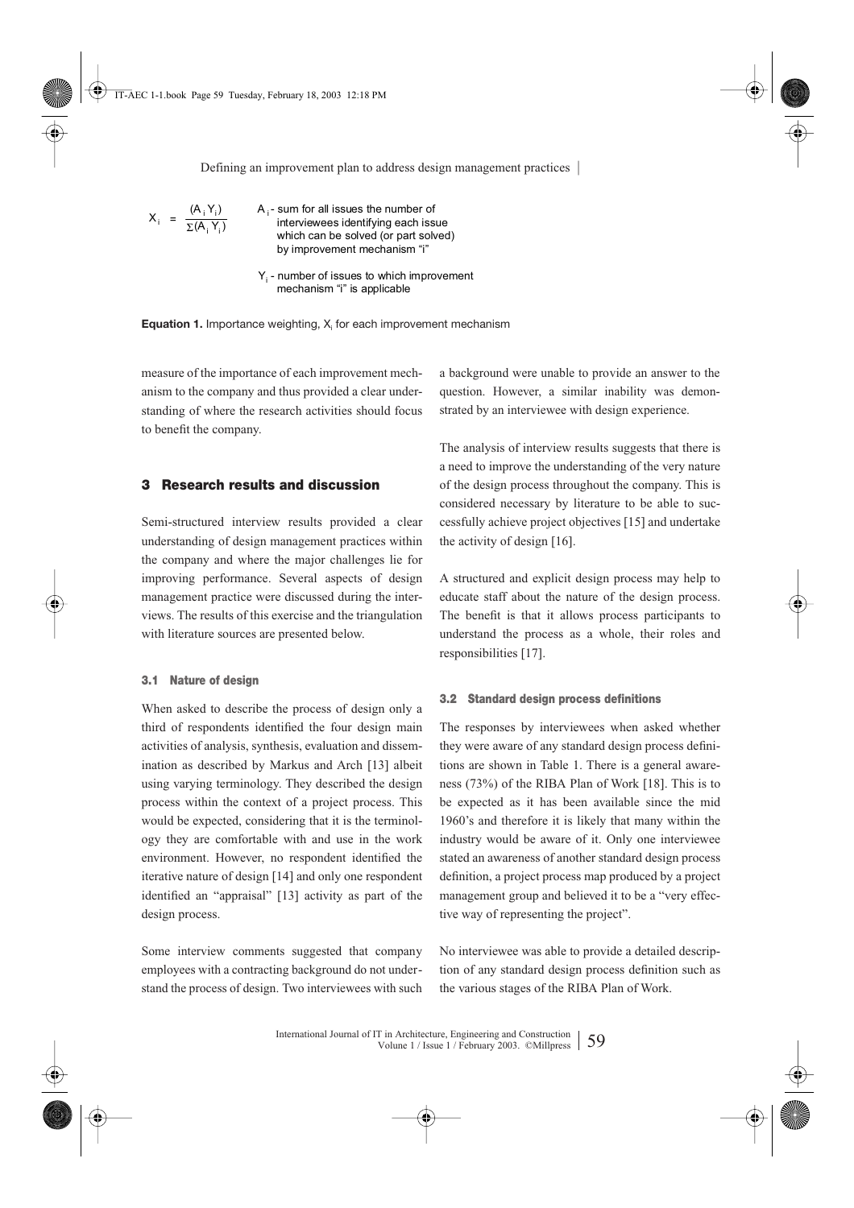$$X_i = \frac{(A_i Y_i)}{\Sigma(A_i Y_i)}$$

$A_i$ - sum for all issues the number of interviewees identifying each issue which can be solved (or part solved) by improvement mechanism "i"

$Y_i$ - number of issues to which improvement mechanism "i" is applicable

**Equation 1.** Importance weighting, $X_i$ for each improvement mechanism

measure of the importance of each improvement mechanism to the company and thus provided a clear understanding of where the research activities should focus to benefit the company.

## 3 Research results and discussion

Semi-structured interview results provided a clear understanding of design management practices within the company and where the major challenges lie for improving performance. Several aspects of design management practice were discussed during the interviews. The results of this exercise and the triangulation with literature sources are presented below.

### 3.1 Nature of design

When asked to describe the process of design only a third of respondents identified the four design main activities of analysis, synthesis, evaluation and dissemination as described by Markus and Arch [13] albeit using varying terminology. They described the design process within the context of a project process. This would be expected, considering that it is the terminology they are comfortable with and use in the work environment. However, no respondent identified the iterative nature of design [14] and only one respondent identified an "appraisal" [13] activity as part of the design process.

Some interview comments suggested that company employees with a contracting background do not understand the process of design. Two interviewees with such a background were unable to provide an answer to the question. However, a similar inability was demonstrated by an interviewee with design experience.

The analysis of interview results suggests that there is a need to improve the understanding of the very nature of the design process throughout the company. This is considered necessary by literature to be able to successfully achieve project objectives [15] and undertake the activity of design [16].

A structured and explicit design process may help to educate staff about the nature of the design process. The benefit is that it allows process participants to understand the process as a whole, their roles and responsibilities [17].

### 3.2 Standard design process definitions

The responses by interviewees when asked whether they were aware of any standard design process definitions are shown in Table 1. There is a general awareness (73%) of the RIBA Plan of Work [18]. This is to be expected as it has been available since the mid 1960's and therefore it is likely that many within the industry would be aware of it. Only one interviewee stated an awareness of another standard design process definition, a project process map produced by a project management group and believed it to be a "very effective way of representing the project".

No interviewee was able to provide a detailed description of any standard design process definition such as the various stages of the RIBA Plan of Work.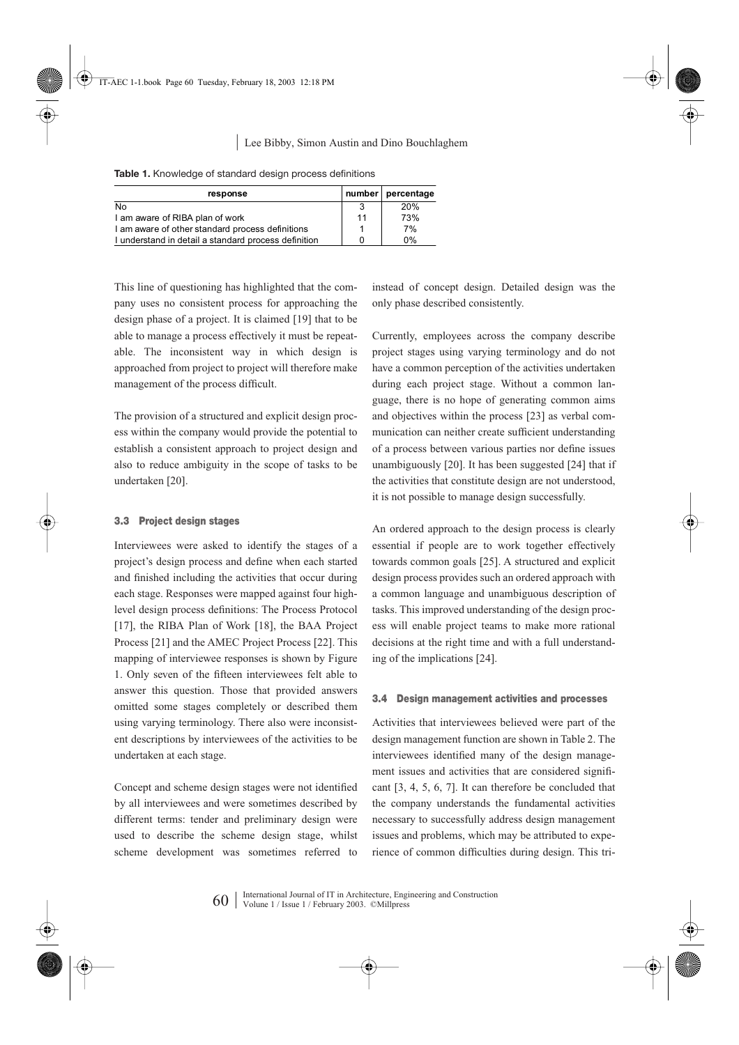**Table 1.** Knowledge of standard design process definitions

| response | number | percentage |
|---|---|---|
| No | 3 | 20% |
| I am aware of RIBA plan of work | 11 | 73% |
| I am aware of other standard process definitions | 1 | 7% |
| I understand in detail a standard process definition | 0 | 0% |

This line of questioning has highlighted that the company uses no consistent process for approaching the design phase of a project. It is claimed [19] that to be able to manage a process effectively it must be repeatable. The inconsistent way in which design is approached from project to project will therefore make management of the process difficult.

The provision of a structured and explicit design process within the company would provide the potential to establish a consistent approach to project design and also to reduce ambiguity in the scope of tasks to be undertaken [20].

### 3.3 Project design stages

Interviewees were asked to identify the stages of a project's design process and define when each started and finished including the activities that occur during each stage. Responses were mapped against four high-level design process definitions: The Process Protocol [17], the RIBA Plan of Work [18], the BAA Project Process [21] and the AMEC Project Process [22]. This mapping of interviewee responses is shown by Figure 1. Only seven of the fifteen interviewees felt able to answer this question. Those that provided answers omitted some stages completely or described them using varying terminology. There also were inconsistent descriptions by interviewees of the activities to be undertaken at each stage.

Concept and scheme design stages were not identified by all interviewees and were sometimes described by different terms: tender and preliminary design were used to describe the scheme design stage, whilst scheme development was sometimes referred to instead of concept design. Detailed design was the only phase described consistently.

Currently, employees across the company describe project stages using varying terminology and do not have a common perception of the activities undertaken during each project stage. Without a common language, there is no hope of generating common aims and objectives within the process [23] as verbal communication can neither create sufficient understanding of a process between various parties nor define issues unambiguously [20]. It has been suggested [24] that if the activities that constitute design are not understood, it is not possible to manage design successfully.

An ordered approach to the design process is clearly essential if people are to work together effectively towards common goals [25]. A structured and explicit design process provides such an ordered approach with a common language and unambiguous description of tasks. This improved understanding of the design process will enable project teams to make more rational decisions at the right time and with a full understanding of the implications [24].

### 3.4 Design management activities and processes

Activities that interviewees believed were part of the design management function are shown in Table 2. The interviewees identified many of the design management issues and activities that are considered significant [3, 4, 5, 6, 7]. It can therefore be concluded that the company understands the fundamental activities necessary to successfully address design management issues and problems, which may be attributed to experience of common difficulties during design. This tri-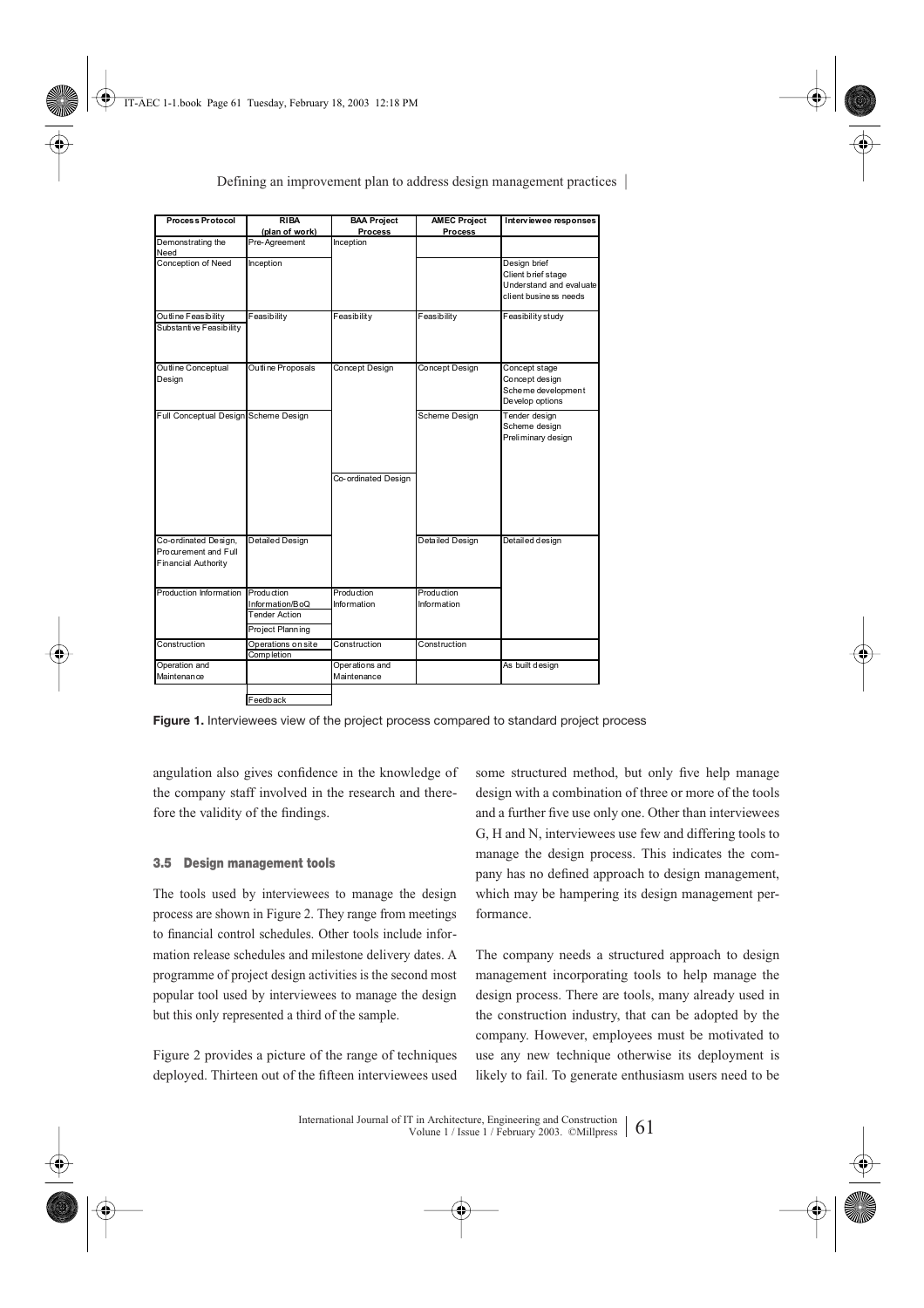| Process Protocol | RIBA (plan of work) | BAA Project Process | AMEC Project Process | Interviewee responses |
|---|---|---|---|---|
| Demonstrating the Need | Pre-Agreement | Inception | | |
| Conception of Need | Inception | | | Design brief<br>Client brief stage<br>Understand and evaluate client business needs |
| Outline Feasibility<br>Substantive Feasibility | Feasibility | Feasibility | Feasibility | Feasibility study |
| Outline Conceptual Design | Outline Proposals | Concept Design | Concept Design | Concept stage<br>Concept design<br>Scheme development<br>Develop options |
| Full Conceptual Design | Scheme Design | Co-ordinated Design | Scheme Design | Tender design<br>Scheme design<br>Preliminary design |
| Co-ordinated Design, Procurement and Full Financial Authority | Detailed Design | | Detailed Design | Detailed design |
| Production Information | Production Information/BoQ<br>Tender Action<br>Project Planning | Production Information | Production Information | |
| Construction | Operations on site<br>Completion | Construction | Construction | |
| Operation and Maintenance | | Operations and Maintenance | | As built design |
| | Feedback | | | |

**Figure 1.** Interviewees view of the project process compared to standard project process

angulation also gives confidence in the knowledge of the company staff involved in the research and therefore the validity of the findings.

### 3.5 Design management tools

The tools used by interviewees to manage the design process are shown in Figure 2. They range from meetings to financial control schedules. Other tools include information release schedules and milestone delivery dates. A programme of project design activities is the second most popular tool used by interviewees to manage the design but this only represented a third of the sample.

Figure 2 provides a picture of the range of techniques deployed. Thirteen out of the fifteen interviewees used some structured method, but only five help manage design with a combination of three or more of the tools and a further five use only one. Other than interviewees G, H and N, interviewees use few and differing tools to manage the design process. This indicates the company has no defined approach to design management, which may be hampering its design management performance.

The company needs a structured approach to design management incorporating tools to help manage the design process. There are tools, many already used in the construction industry, that can be adopted by the company. However, employees must be motivated to use any new technique otherwise its deployment is likely to fail. To generate enthusiasm users need to be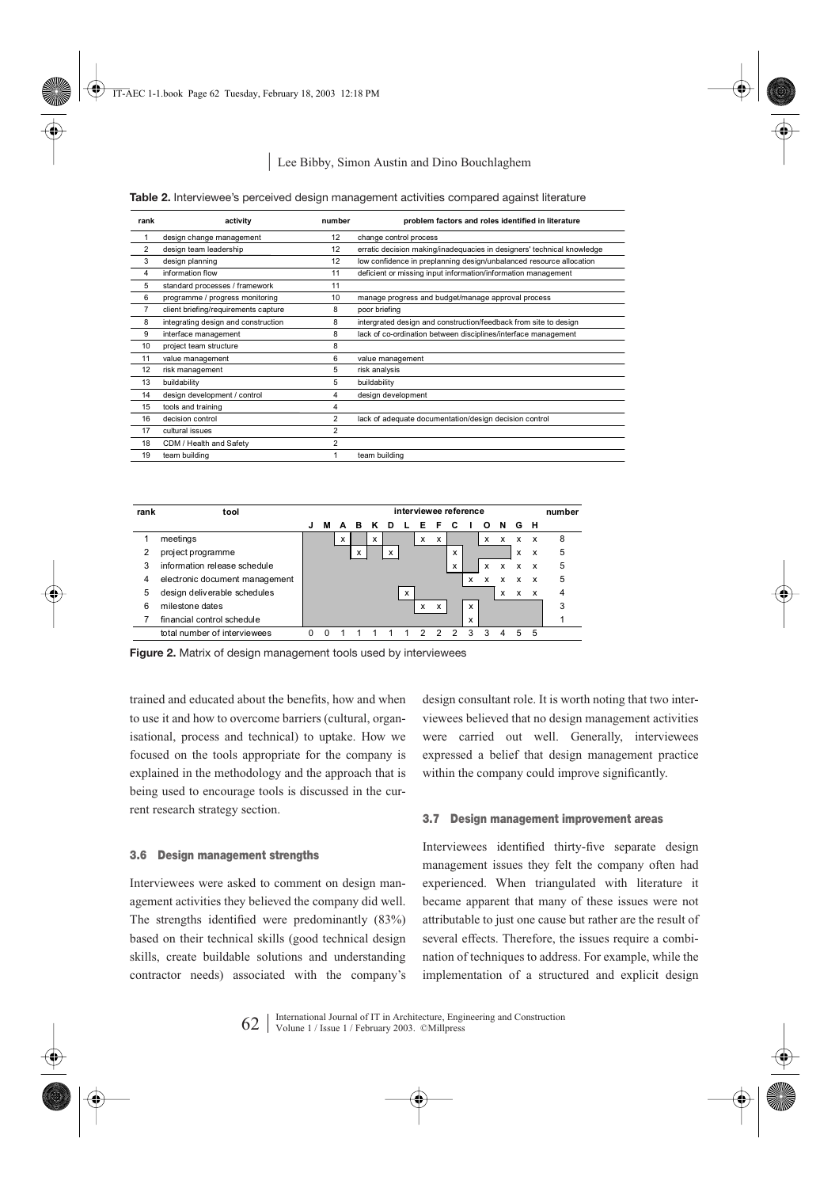**Table 2.** Interviewee's perceived design management activities compared against literature

| rank | activity | number | problem factors and roles identified in literature |
|---|---|---|---|
| 1 | design change management | 12 | change control process |
| 2 | design team leadership | 12 | erratic decision making/inadequacies in designers' technical knowledge |
| 3 | design planning | 12 | low confidence in preplanning design/unbalanced resource allocation |
| 4 | information flow | 11 | deficient or missing input information/information management |
| 5 | standard processes / framework | 11 | |
| 6 | programme / progress monitoring | 10 | manage progress and budget/manage approval process |
| 7 | client briefing/requirements capture | 8 | poor briefing |
| 8 | integrating design and construction | 8 | intergrated design and construction/feedback from site to design |
| 9 | interface management | 8 | lack of co-ordination between disciplines/interface management |
| 10 | project team structure | 8 | |
| 11 | value management | 6 | value management |
| 12 | risk management | 5 | risk analysis |
| 13 | buildability | 5 | buildability |
| 14 | design development / control | 4 | design development |
| 15 | tools and training | 4 | |
| 16 | decision control | 2 | lack of adequate documentation/design decision control |
| 17 | cultural issues | 2 | |
| 18 | CDM / Health and Safety | 2 | |
| 19 | team building | 1 | team building |

| rank | tool | interviewee reference | | | | | | | | | | | | | | | number |
|---|---|---|---|---|---|---|---|---|---|---|---|---|---|---|---|---|---|
| | | J | M | A | B | K | D | L | E | F | C | I | O | N | G | H | |
| 1 | meetings | | | x | | x | | | x | x | | | x | x | x | x | 8 |
| 2 | project programme | | | | x | | x | | | | x | | | | x | x | 5 |
| 3 | information release schedule | | | | | | | | | | x | | x | x | x | x | 5 |
| 4 | electronic document management | | | | | | | | | | | x | x | x | x | x | 5 |
| 5 | design deliverable schedules | | | | | | | x | | | | | | x | x | x | 4 |
| 6 | milestone dates | | | | | | | | x | x | | x | | | | | 3 |
| 7 | financial control schedule | | | | | | | | | | | x | | | | | 1 |
| | total number of interviewees | 0 | 0 | 1 | 1 | 1 | 1 | 1 | 2 | 2 | 2 | 3 | 3 | 4 | 5 | 5 | |

**Figure 2.** Matrix of design management tools used by interviewees

trained and educated about the benefits, how and when to use it and how to overcome barriers (cultural, organisational, process and technical) to uptake. How we focused on the tools appropriate for the company is explained in the methodology and the approach that is being used to encourage tools is discussed in the current research strategy section.

### 3.6 Design management strengths

Interviewees were asked to comment on design management activities they believed the company did well. The strengths identified were predominantly (83%) based on their technical skills (good technical design skills, create buildable solutions and understanding contractor needs) associated with the company's design consultant role. It is worth noting that two interviewees believed that no design management activities were carried out well. Generally, interviewees expressed a belief that design management practice within the company could improve significantly.

### 3.7 Design management improvement areas

Interviewees identified thirty-five separate design management issues they felt the company often had experienced. When triangulated with literature it became apparent that many of these issues were not attributable to just one cause but rather are the result of several effects. Therefore, the issues require a combination of techniques to address. For example, while the implementation of a structured and explicit design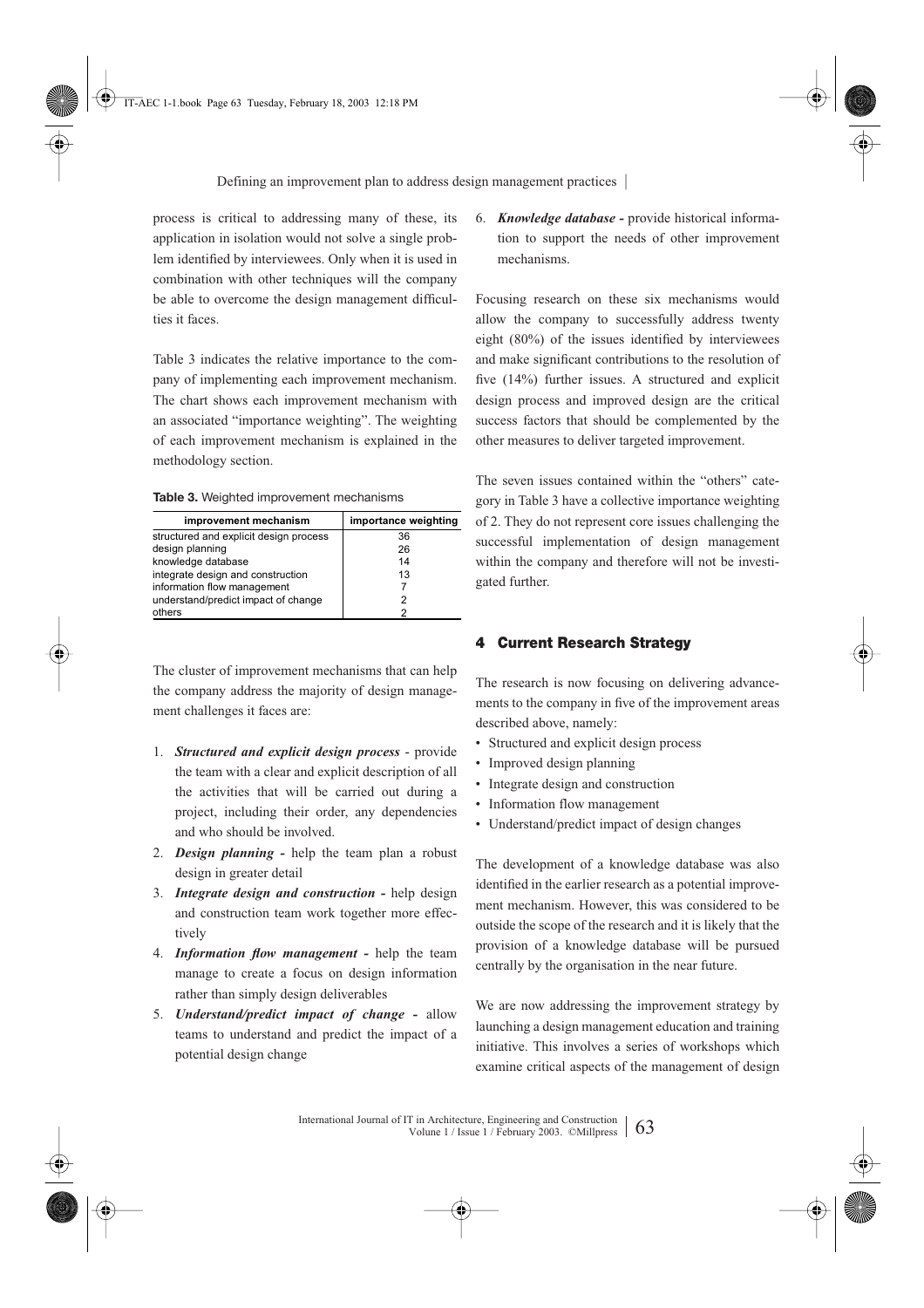process is critical to addressing many of these, its application in isolation would not solve a single problem identified by interviewees. Only when it is used in combination with other techniques will the company be able to overcome the design management difficulties it faces.

Table 3 indicates the relative importance to the company of implementing each improvement mechanism. The chart shows each improvement mechanism with an associated "importance weighting". The weighting of each improvement mechanism is explained in the methodology section.

**Table 3.** Weighted improvement mechanisms

| improvement mechanism | importance weighting |
|---|---|
| structured and explicit design process | 36 |
| design planning | 26 |
| knowledge database | 14 |
| integrate design and construction | 13 |
| information flow management | 7 |
| understand/predict impact of change | 2 |
| others | 2 |

The cluster of improvement mechanisms that can help the company address the majority of design management challenges it faces are:

1. ***Structured and explicit design process*** - provide the team with a clear and explicit description of all the activities that will be carried out during a project, including their order, any dependencies and who should be involved.
2. ***Design planning*** **-** help the team plan a robust design in greater detail
3. ***Integrate design and construction*** **-** help design and construction team work together more effectively
4. ***Information flow management*** **-** help the team manage to create a focus on design information rather than simply design deliverables
5. ***Understand/predict impact of change*** **-** allow teams to understand and predict the impact of a potential design change
6. ***Knowledge database*** **-** provide historical information to support the needs of other improvement mechanisms.

Focusing research on these six mechanisms would allow the company to successfully address twenty eight (80%) of the issues identified by interviewees and make significant contributions to the resolution of five (14%) further issues. A structured and explicit design process and improved design are the critical success factors that should be complemented by the other measures to deliver targeted improvement.

The seven issues contained within the "others" category in Table 3 have a collective importance weighting of 2. They do not represent core issues challenging the successful implementation of design management within the company and therefore will not be investigated further.

## 4 Current Research Strategy

The research is now focusing on delivering advancements to the company in five of the improvement areas described above, namely:

- Structured and explicit design process
- Improved design planning
- Integrate design and construction
- Information flow management
- Understand/predict impact of design changes

The development of a knowledge database was also identified in the earlier research as a potential improvement mechanism. However, this was considered to be outside the scope of the research and it is likely that the provision of a knowledge database will be pursued centrally by the organisation in the near future.

We are now addressing the improvement strategy by launching a design management education and training initiative. This involves a series of workshops which examine critical aspects of the management of design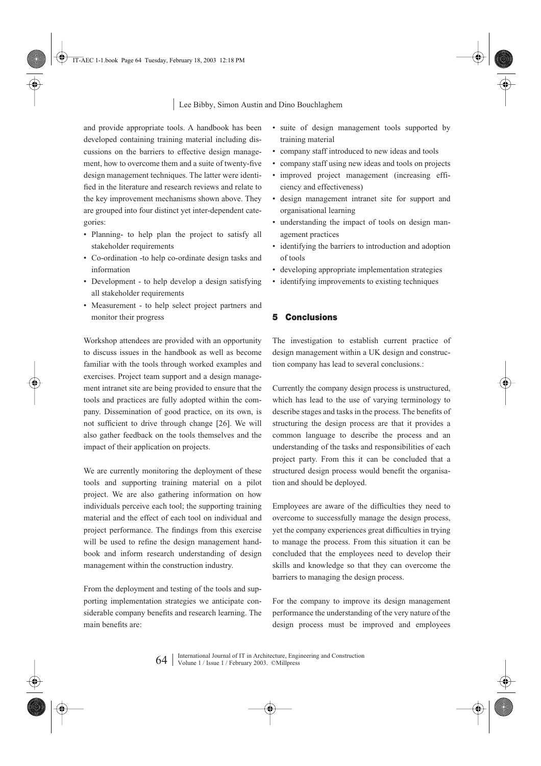and provide appropriate tools. A handbook has been developed containing training material including discussions on the barriers to effective design management, how to overcome them and a suite of twenty-five design management techniques. The latter were identified in the literature and research reviews and relate to the key improvement mechanisms shown above. They are grouped into four distinct yet inter-dependent categories:

- Planning- to help plan the project to satisfy all stakeholder requirements
- Co-ordination -to help co-ordinate design tasks and information
- Development - to help develop a design satisfying all stakeholder requirements
- Measurement - to help select project partners and monitor their progress

Workshop attendees are provided with an opportunity to discuss issues in the handbook as well as become familiar with the tools through worked examples and exercises. Project team support and a design management intranet site are being provided to ensure that the tools and practices are fully adopted within the company. Dissemination of good practice, on its own, is not sufficient to drive through change [26]. We will also gather feedback on the tools themselves and the impact of their application on projects.

We are currently monitoring the deployment of these tools and supporting training material on a pilot project. We are also gathering information on how individuals perceive each tool; the supporting training material and the effect of each tool on individual and project performance. The findings from this exercise will be used to refine the design management handbook and inform research understanding of design management within the construction industry.

From the deployment and testing of the tools and supporting implementation strategies we anticipate considerable company benefits and research learning. The main benefits are:

- suite of design management tools supported by training material
- company staff introduced to new ideas and tools
- company staff using new ideas and tools on projects
- improved project management (increasing efficiency and effectiveness)
- design management intranet site for support and organisational learning
- understanding the impact of tools on design management practices
- identifying the barriers to introduction and adoption of tools
- developing appropriate implementation strategies
- identifying improvements to existing techniques

## 5 Conclusions

The investigation to establish current practice of design management within a UK design and construction company has lead to several conclusions.:

Currently the company design process is unstructured, which has lead to the use of varying terminology to describe stages and tasks in the process. The benefits of structuring the design process are that it provides a common language to describe the process and an understanding of the tasks and responsibilities of each project party. From this it can be concluded that a structured design process would benefit the organisation and should be deployed.

Employees are aware of the difficulties they need to overcome to successfully manage the design process, yet the company experiences great difficulties in trying to manage the process. From this situation it can be concluded that the employees need to develop their skills and knowledge so that they can overcome the barriers to managing the design process.

For the company to improve its design management performance the understanding of the very nature of the design process must be improved and employees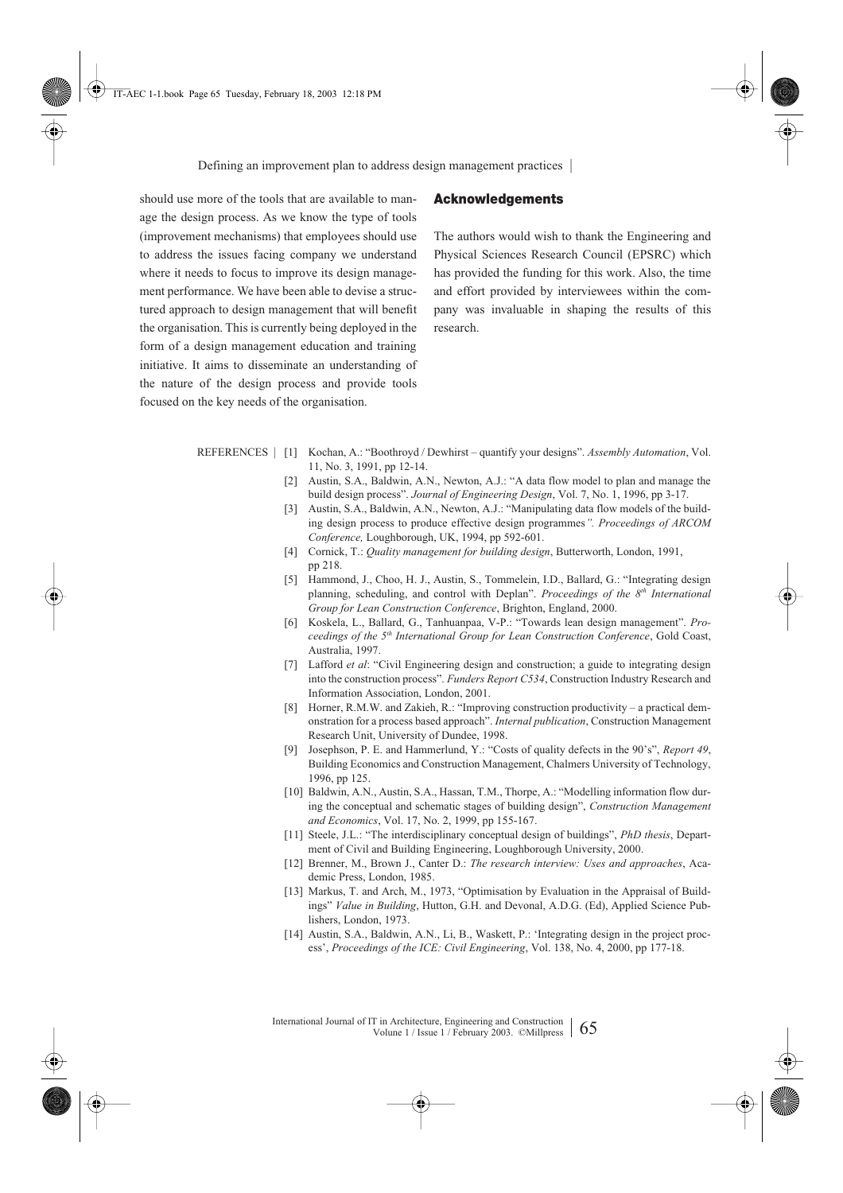should use more of the tools that are available to manage the design process. As we know the type of tools (improvement mechanisms) that employees should use to address the issues facing company we understand where it needs to focus to improve its design management performance. We have been able to devise a structured approach to design management that will benefit the organisation. This is currently being deployed in the form of a design management education and training initiative. It aims to disseminate an understanding of the nature of the design process and provide tools focused on the key needs of the organisation.

## Acknowledgements

The authors would wish to thank the Engineering and Physical Sciences Research Council (EPSRC) which has provided the funding for this work. Also, the time and effort provided by interviewees within the company was invaluable in shaping the results of this research.

## REFERENCES

[1] Kochan, A.: "Boothroyd / Dewhirst – quantify your designs". *Assembly Automation*, Vol. 11, No. 3, 1991, pp 12-14.

[2] Austin, S.A., Baldwin, A.N., Newton, A.J.: "A data flow model to plan and manage the build design process". *Journal of Engineering Design*, Vol. 7, No. 1, 1996, pp 3-17.

[3] Austin, S.A., Baldwin, A.N., Newton, A.J.: "Manipulating data flow models of the building design process to produce effective design programmes*". Proceedings of ARCOM Conference,* Loughborough, UK, 1994, pp 592-601.

[4] Cornick, T.: *Quality management for building design*, Butterworth, London, 1991, pp 218.

[5] Hammond, J., Choo, H. J., Austin, S., Tommelein, I.D., Ballard, G.: "Integrating design planning, scheduling, and control with Deplan". *Proceedings of the 8th International Group for Lean Construction Conference*, Brighton, England, 2000.

[6] Koskela, L., Ballard, G., Tanhuanpaa, V-P.: "Towards lean design management". *Proceedings of the 5th International Group for Lean Construction Conference*, Gold Coast, Australia, 1997.

[7] Lafford *et al*: "Civil Engineering design and construction; a guide to integrating design into the construction process". *Funders Report C534*, Construction Industry Research and Information Association, London, 2001.

[8] Horner, R.M.W. and Zakieh, R.: "Improving construction productivity – a practical demonstration for a process based approach". *Internal publication*, Construction Management Research Unit, University of Dundee, 1998.

[9] Josephson, P. E. and Hammerlund, Y.: "Costs of quality defects in the 90's", *Report 49*, Building Economics and Construction Management, Chalmers University of Technology, 1996, pp 125.

[10] Baldwin, A.N., Austin, S.A., Hassan, T.M., Thorpe, A.: "Modelling information flow during the conceptual and schematic stages of building design", *Construction Management and Economics*, Vol. 17, No. 2, 1999, pp 155-167.

[11] Steele, J.L.: "The interdisciplinary conceptual design of buildings", *PhD thesis*, Department of Civil and Building Engineering, Loughborough University, 2000.

[12] Brenner, M., Brown J., Canter D.: *The research interview: Uses and approaches*, Academic Press, London, 1985.

[13] Markus, T. and Arch, M., 1973, "Optimisation by Evaluation in the Appraisal of Buildings" *Value in Building*, Hutton, G.H. and Devonal, A.D.G. (Ed), Applied Science Publishers, London, 1973.

[14] Austin, S.A., Baldwin, A.N., Li, B., Waskett, P.: 'Integrating design in the project process', *Proceedings of the ICE: Civil Engineering*, Vol. 138, No. 4, 2000, pp 177-18.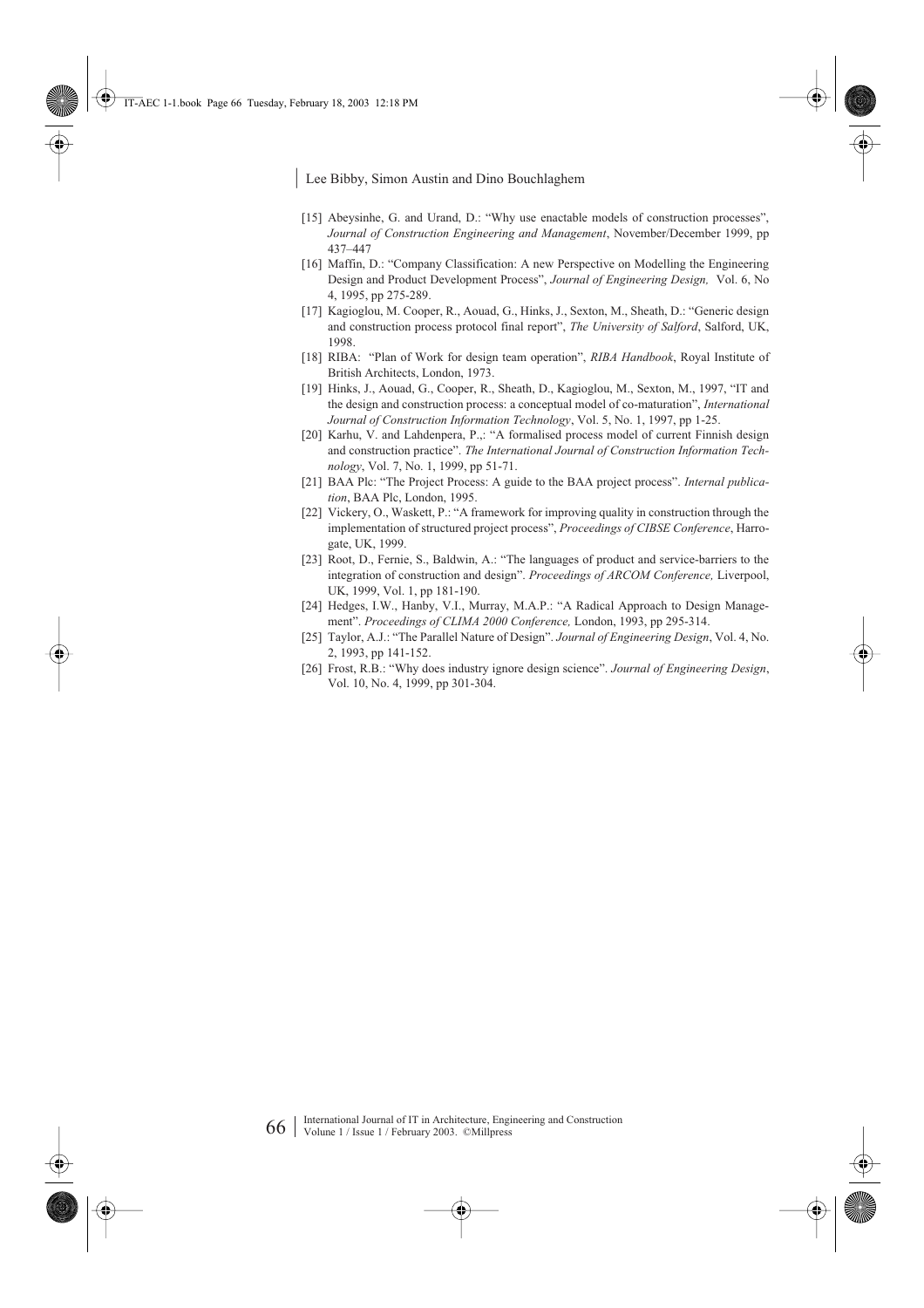[15] Abeysinhe, G. and Urand, D.: "Why use enactable models of construction processes", *Journal of Construction Engineering and Management*, November/December 1999, pp 437–447

[16] Maffin, D.: "Company Classification: A new Perspective on Modelling the Engineering Design and Product Development Process", *Journal of Engineering Design,* Vol. 6, No 4, 1995, pp 275-289.

[17] Kagioglou, M. Cooper, R., Aouad, G., Hinks, J., Sexton, M., Sheath, D.: "Generic design and construction process protocol final report", *The University of Salford*, Salford, UK, 1998.

[18] RIBA: "Plan of Work for design team operation", *RIBA Handbook*, Royal Institute of British Architects, London, 1973.

[19] Hinks, J., Aouad, G., Cooper, R., Sheath, D., Kagioglou, M., Sexton, M., 1997, "IT and the design and construction process: a conceptual model of co-maturation", *International Journal of Construction Information Technology*, Vol. 5, No. 1, 1997, pp 1-25.

[20] Karhu, V. and Lahdenpera, P.,: "A formalised process model of current Finnish design and construction practice". *The International Journal of Construction Information Technology*, Vol. 7, No. 1, 1999, pp 51-71.

[21] BAA Plc: "The Project Process: A guide to the BAA project process". *Internal publication*, BAA Plc, London, 1995.

[22] Vickery, O., Waskett, P.: "A framework for improving quality in construction through the implementation of structured project process", *Proceedings of CIBSE Conference*, Harrogate, UK, 1999.

[23] Root, D., Fernie, S., Baldwin, A.: "The languages of product and service-barriers to the integration of construction and design". *Proceedings of ARCOM Conference,* Liverpool, UK, 1999, Vol. 1, pp 181-190.

[24] Hedges, I.W., Hanby, V.I., Murray, M.A.P.: "A Radical Approach to Design Management". *Proceedings of CLIMA 2000 Conference,* London, 1993, pp 295-314.

[25] Taylor, A.J.: "The Parallel Nature of Design". *Journal of Engineering Design*, Vol. 4, No. 2, 1993, pp 141-152.

[26] Frost, R.B.: "Why does industry ignore design science". *Journal of Engineering Design*, Vol. 10, No. 4, 1999, pp 301-304.